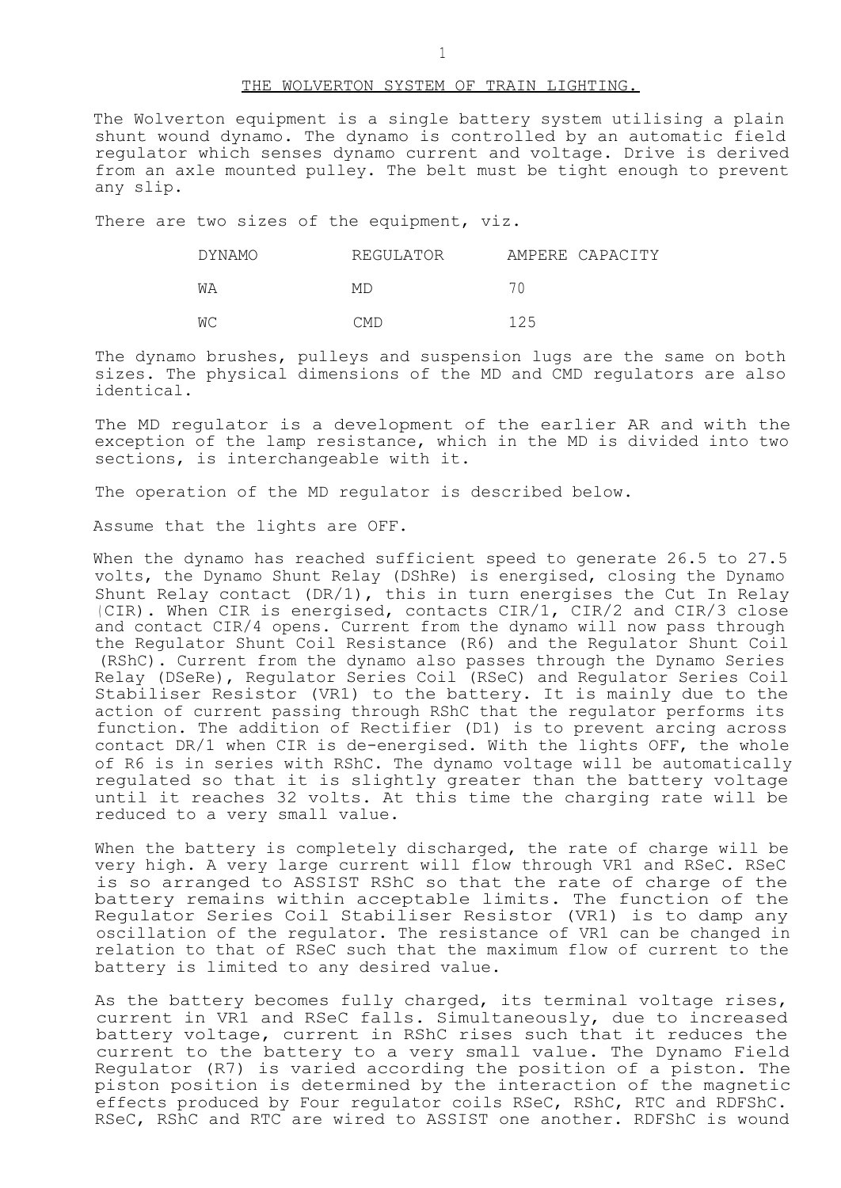# THE WOLVERTON SYSTEM OF TRAIN LIGHTING.

The Wolverton equipment is a single battery system utilising a plain shunt wound dynamo. The dynamo is controlled by an automatic field regulator which senses dynamo current and voltage. Drive is derived from an axle mounted pulley. The belt must be tight enough to prevent any slip.

There are two sizes of the equipment, viz.

| DYNAMO | REGULATOR | AMPERE CAPACITY |
|---|---|---|
| WA | MD | 70 |
| WC | CMD | 125 |

The dynamo brushes, pulleys and suspension lugs are the same on both sizes. The physical dimensions of the MD and CMD regulators are also identical.

The MD regulator is a development of the earlier AR and with the exception of the lamp resistance, which in the MD is divided into two sections, is interchangeable with it.

The operation of the MD regulator is described below.

Assume that the lights are OFF.

When the dynamo has reached sufficient speed to generate 26.5 to 27.5 volts, the Dynamo Shunt Relay (DShRe) is energised, closing the Dynamo Shunt Relay contact (DR/1), this in turn energises the Cut In Relay (CIR). When CIR is energised, contacts CIR/1, CIR/2 and CIR/3 close and contact CIR/4 opens. Current from the dynamo will now pass through the Regulator Shunt Coil Resistance (R6) and the Regulator Shunt Coil (RShC). Current from the dynamo also passes through the Dynamo Series Relay (DSeRe), Regulator Series Coil (RSeC) and Regulator Series Coil Stabiliser Resistor (VR1) to the battery. It is mainly due to the action of current passing through RShC that the regulator performs its function. The addition of Rectifier (D1) is to prevent arcing across contact DR/1 when CIR is de-energised. With the lights OFF, the whole of R6 is in series with RShC. The dynamo voltage will be automatically regulated so that it is slightly greater than the battery voltage until it reaches 32 volts. At this time the charging rate will be reduced to a very small value.

When the battery is completely discharged, the rate of charge will be very high. A very large current will flow through VR1 and RSeC. RSeC is so arranged to ASSIST RShC so that the rate of charge of the battery remains within acceptable limits. The function of the Regulator Series Coil Stabiliser Resistor (VR1) is to damp any oscillation of the regulator. The resistance of VR1 can be changed in relation to that of RSeC such that the maximum flow of current to the battery is limited to any desired value.

As the battery becomes fully charged, its terminal voltage rises, current in VR1 and RSeC falls. Simultaneously, due to increased battery voltage, current in RShC rises such that it reduces the current to the battery to a very small value. The Dynamo Field Regulator (R7) is varied according the position of a piston. The piston position is determined by the interaction of the magnetic effects produced by Four regulator coils RSeC, RShC, RTC and RDFShC. RSeC, RShC and RTC are wired to ASSIST one another. RDFShC is wound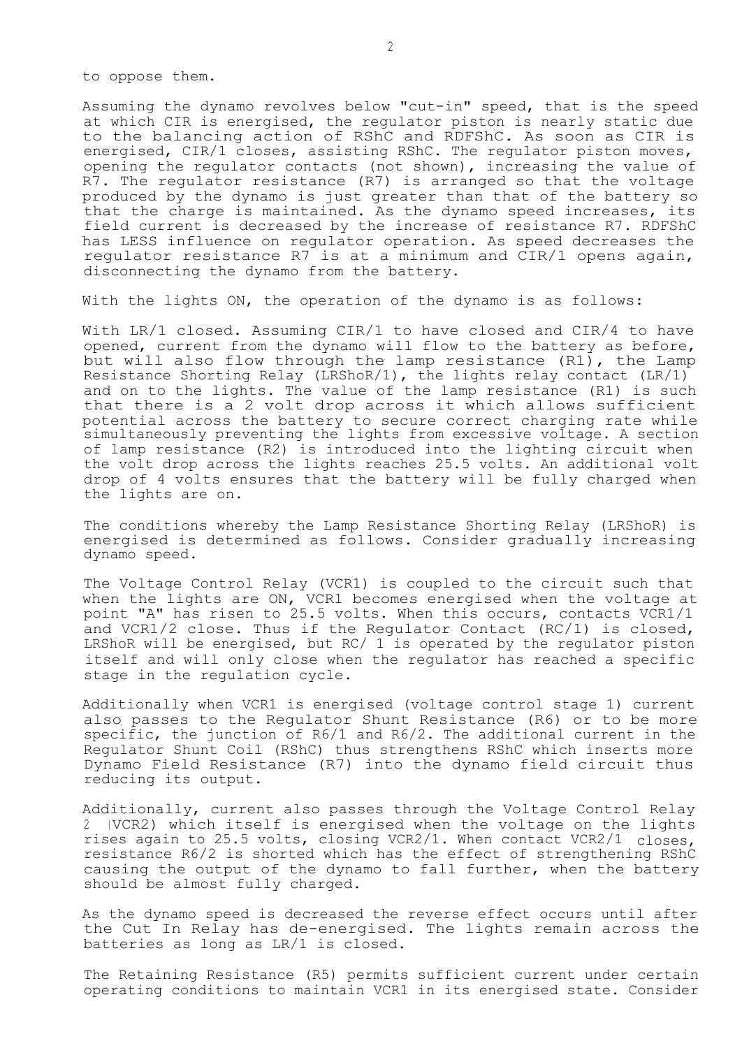to oppose them.

Assuming the dynamo revolves below "cut-in" speed, that is the speed at which CIR is energised, the regulator piston is nearly static due to the balancing action of RShC and RDFShC. As soon as CIR is energised, CIR/1 closes, assisting RShC. The regulator piston moves, opening the regulator contacts (not shown), increasing the value of R7. The regulator resistance (R7) is arranged so that the voltage produced by the dynamo is just greater than that of the battery so that the charge is maintained. As the dynamo speed increases, its field current is decreased by the increase of resistance R7. RDFShC has LESS influence on regulator operation. As speed decreases the regulator resistance R7 is at a minimum and CIR/1 opens again, disconnecting the dynamo from the battery.

With the lights ON, the operation of the dynamo is as follows:

With LR/1 closed. Assuming CIR/1 to have closed and CIR/4 to have opened, current from the dynamo will flow to the battery as before, but will also flow through the lamp resistance (R1), the Lamp Resistance Shorting Relay (LRShoR/1), the lights relay contact (LR/1) and on to the lights. The value of the lamp resistance (R1) is such that there is a 2 volt drop across it which allows sufficient potential across the battery to secure correct charging rate while simultaneously preventing the lights from excessive voltage. A section of lamp resistance (R2) is introduced into the lighting circuit when the volt drop across the lights reaches 25.5 volts. An additional volt drop of 4 volts ensures that the battery will be fully charged when the lights are on.

The conditions whereby the Lamp Resistance Shorting Relay (LRShoR) is energised is determined as follows. Consider gradually increasing dynamo speed.

The Voltage Control Relay (VCR1) is coupled to the circuit such that when the lights are ON, VCR1 becomes energised when the voltage at point "A" has risen to 25.5 volts. When this occurs, contacts VCR1/1 and VCR1/2 close. Thus if the Regulator Contact (RC/1) is closed, LRShoR will be energised, but RC/ 1 is operated by the regulator piston itself and will only close when the regulator has reached a specific stage in the regulation cycle.

Additionally when VCR1 is energised (voltage control stage 1) current also passes to the Regulator Shunt Resistance (R6) or to be more specific, the junction of R6/1 and R6/2. The additional current in the Regulator Shunt Coil (RShC) thus strengthens RShC which inserts more Dynamo Field Resistance (R7) into the dynamo field circuit thus reducing its output.

Additionally, current also passes through the Voltage Control Relay 2 (VCR2) which itself is energised when the voltage on the lights rises again to 25.5 volts, closing VCR2/1. When contact VCR2/1 closes, resistance R6/2 is shorted which has the effect of strengthening RShC causing the output of the dynamo to fall further, when the battery should be almost fully charged.

As the dynamo speed is decreased the reverse effect occurs until after the Cut In Relay has de-energised. The lights remain across the batteries as long as LR/1 is closed.

The Retaining Resistance (R5) permits sufficient current under certain operating conditions to maintain VCR1 in its energised state. Consider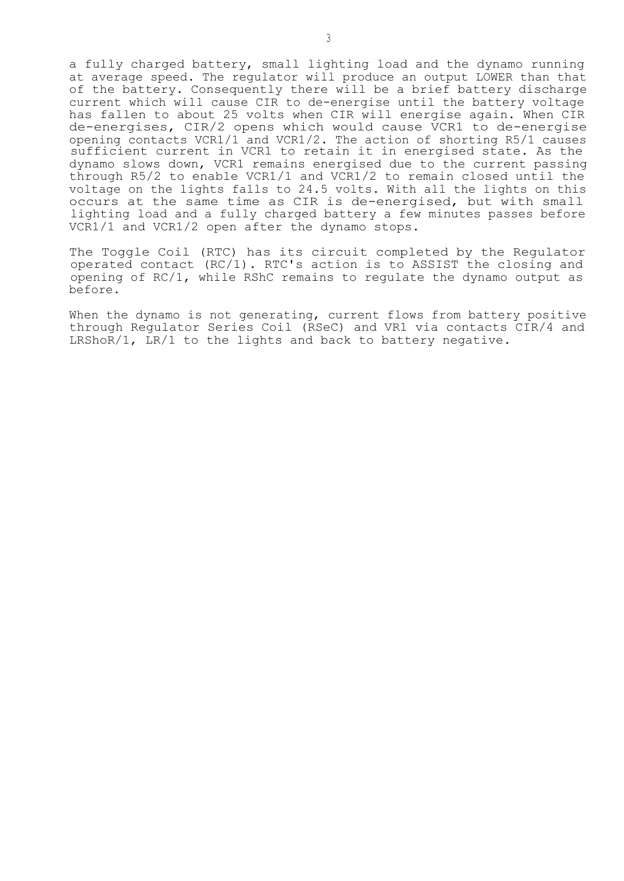a fully charged battery, small lighting load and the dynamo running at average speed. The regulator will produce an output LOWER than that of the battery. Consequently there will be a brief battery discharge current which will cause CIR to de-energise until the battery voltage has fallen to about 25 volts when CIR will energise again. When CIR de-energises, CIR/2 opens which would cause VCR1 to de-energise opening contacts VCR1/1 and VCR1/2. The action of shorting R5/1 causes sufficient current in VCR1 to retain it in energised state. As the dynamo slows down, VCR1 remains energised due to the current passing through R5/2 to enable VCR1/1 and VCR1/2 to remain closed until the voltage on the lights falls to 24.5 volts. With all the lights on this occurs at the same time as CIR is de-energised, but with small lighting load and a fully charged battery a few minutes passes before VCR1/1 and VCR1/2 open after the dynamo stops.

The Toggle Coil (RTC) has its circuit completed by the Regulator operated contact (RC/1). RTC's action is to ASSIST the closing and opening of RC/1, while RShC remains to regulate the dynamo output as before.

When the dynamo is not generating, current flows from battery positive through Regulator Series Coil (RSeC) and VR1 via contacts CIR/4 and LRShoR/1, LR/1 to the lights and back to battery negative.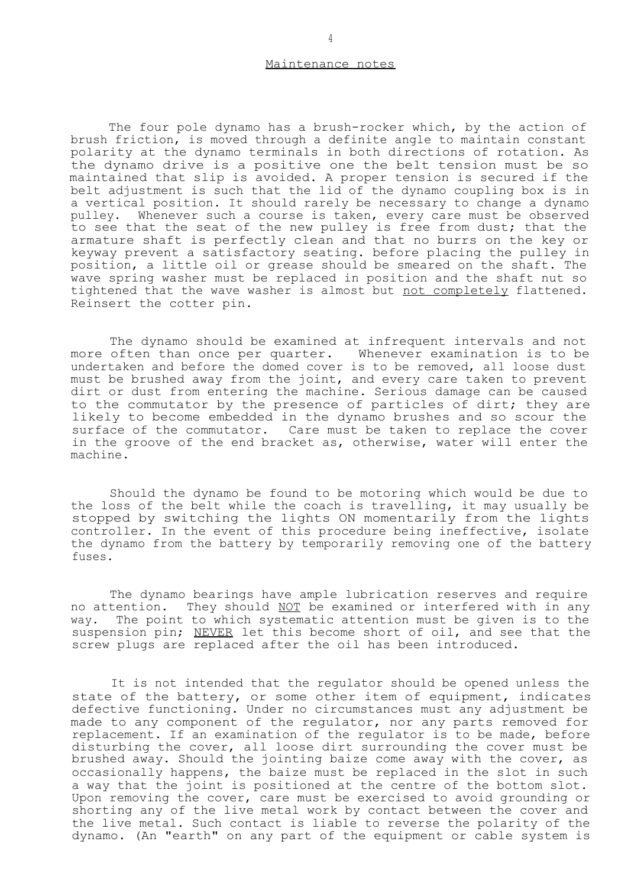## Maintenance notes

The four pole dynamo has a brush-rocker which, by the action of brush friction, is moved through a definite angle to maintain constant polarity at the dynamo terminals in both directions of rotation. As the dynamo drive is a positive one the belt tension must be so maintained that slip is avoided. A proper tension is secured if the belt adjustment is such that the lid of the dynamo coupling box is in a vertical position. It should rarely be necessary to change a dynamo pulley. Whenever such a course is taken, every care must be observed to see that the seat of the new pulley is free from dust; that the armature shaft is perfectly clean and that no burrs on the key or keyway prevent a satisfactory seating. before placing the pulley in position, a little oil or grease should be smeared on the shaft. The wave spring washer must be replaced in position and the shaft nut so tightened that the wave washer is almost but <u>not completely</u> flattened. Reinsert the cotter pin.

The dynamo should be examined at infrequent intervals and not more often than once per quarter. Whenever examination is to be undertaken and before the domed cover is to be removed, all loose dust must be brushed away from the joint, and every care taken to prevent dirt or dust from entering the machine. Serious damage can be caused to the commutator by the presence of particles of dirt; they are likely to become embedded in the dynamo brushes and so scour the surface of the commutator. Care must be taken to replace the cover in the groove of the end bracket as, otherwise, water will enter the machine.

Should the dynamo be found to be motoring which would be due to the loss of the belt while the coach is travelling, it may usually be stopped by switching the lights ON momentarily from the lights controller. In the event of this procedure being ineffective, isolate the dynamo from the battery by temporarily removing one of the battery fuses.

The dynamo bearings have ample lubrication reserves and require no attention. They should <u>NOT</u> be examined or interfered with in any way. The point to which systematic attention must be given is to the suspension pin; <u>NEVER</u> let this become short of oil, and see that the screw plugs are replaced after the oil has been introduced.

It is not intended that the regulator should be opened unless the state of the battery, or some other item of equipment, indicates defective functioning. Under no circumstances must any adjustment be made to any component of the regulator, nor any parts removed for replacement. If an examination of the regulator is to be made, before disturbing the cover, all loose dirt surrounding the cover must be brushed away. Should the jointing baize come away with the cover, as occasionally happens, the baize must be replaced in the slot in such a way that the joint is positioned at the centre of the bottom slot. Upon removing the cover, care must be exercised to avoid grounding or shorting any of the live metal work by contact between the cover and the live metal. Such contact is liable to reverse the polarity of the dynamo. (An "earth" on any part of the equipment or cable system is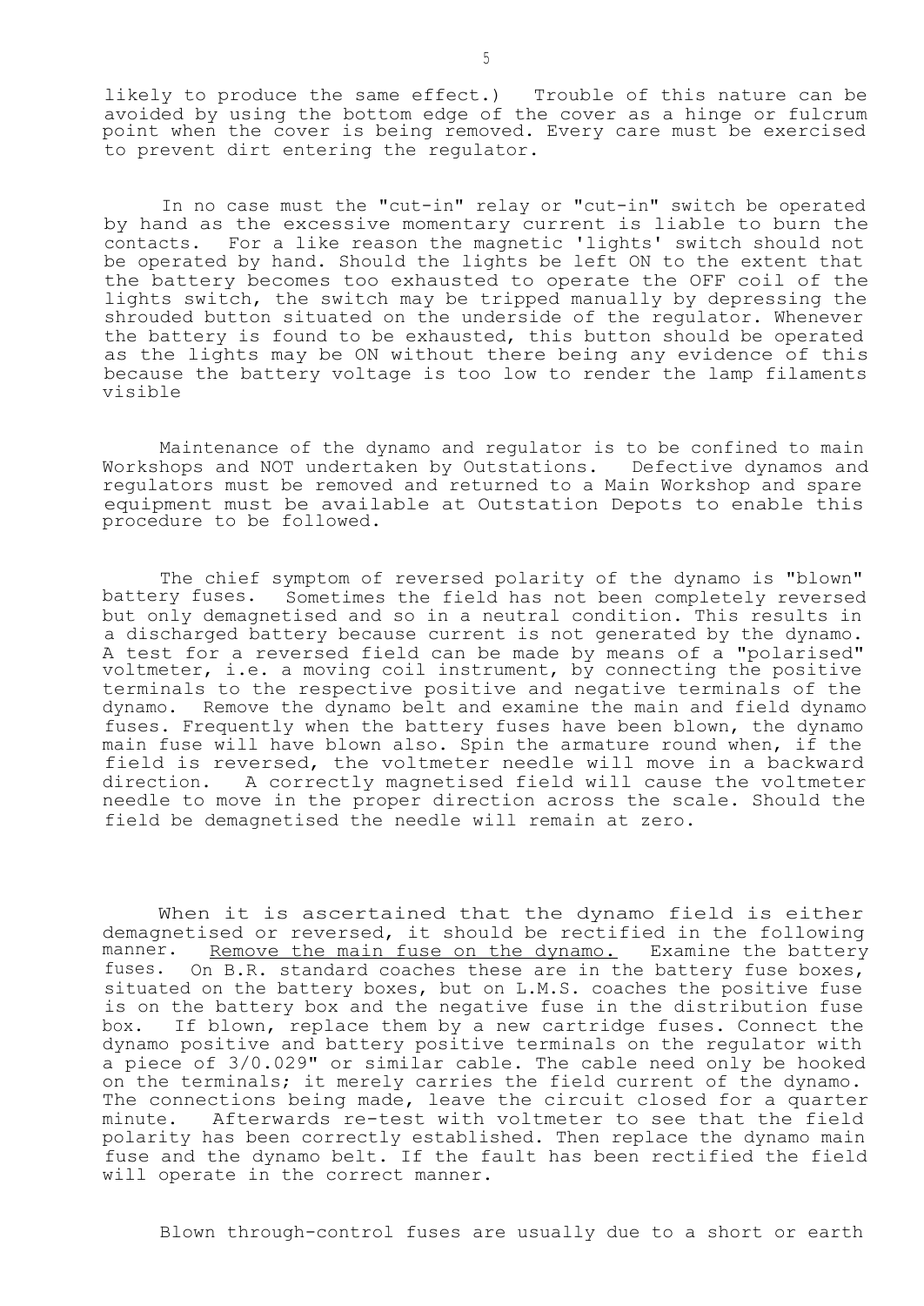likely to produce the same effect.) Trouble of this nature can be avoided by using the bottom edge of the cover as a hinge or fulcrum point when the cover is being removed. Every care must be exercised to prevent dirt entering the regulator.

In no case must the "cut-in" relay or "cut-in" switch be operated by hand as the excessive momentary current is liable to burn the contacts. For a like reason the magnetic 'lights' switch should not be operated by hand. Should the lights be left ON to the extent that the battery becomes too exhausted to operate the OFF coil of the lights switch, the switch may be tripped manually by depressing the shrouded button situated on the underside of the regulator. Whenever the battery is found to be exhausted, this button should be operated as the lights may be ON without there being any evidence of this because the battery voltage is too low to render the lamp filaments visible

Maintenance of the dynamo and regulator is to be confined to main Workshops and NOT undertaken by Outstations. Defective dynamos and regulators must be removed and returned to a Main Workshop and spare equipment must be available at Outstation Depots to enable this procedure to be followed.

The chief symptom of reversed polarity of the dynamo is "blown" battery fuses. Sometimes the field has not been completely reversed but only demagnetised and so in a neutral condition. This results in a discharged battery because current is not generated by the dynamo. A test for a reversed field can be made by means of a "polarised" voltmeter, i.e. a moving coil instrument, by connecting the positive terminals to the respective positive and negative terminals of the dynamo. Remove the dynamo belt and examine the main and field dynamo fuses. Frequently when the battery fuses have been blown, the dynamo main fuse will have blown also. Spin the armature round when, if the field is reversed, the voltmeter needle will move in a backward direction. A correctly magnetised field will cause the voltmeter needle to move in the proper direction across the scale. Should the field be demagnetised the needle will remain at zero.

When it is ascertained that the dynamo field is either demagnetised or reversed, it should be rectified in the following manner. <u>Remove the main fuse on the dynamo.</u> Examine the battery fuses. On B.R. standard coaches these are in the battery fuse boxes, situated on the battery boxes, but on L.M.S. coaches the positive fuse is on the battery box and the negative fuse in the distribution fuse box. If blown, replace them by a new cartridge fuses. Connect the dynamo positive and battery positive terminals on the regulator with a piece of 3/0.029" or similar cable. The cable need only be hooked on the terminals; it merely carries the field current of the dynamo. The connections being made, leave the circuit closed for a quarter minute. Afterwards re-test with voltmeter to see that the field polarity has been correctly established. Then replace the dynamo main fuse and the dynamo belt. If the fault has been rectified the field will operate in the correct manner.

Blown through-control fuses are usually due to a short or earth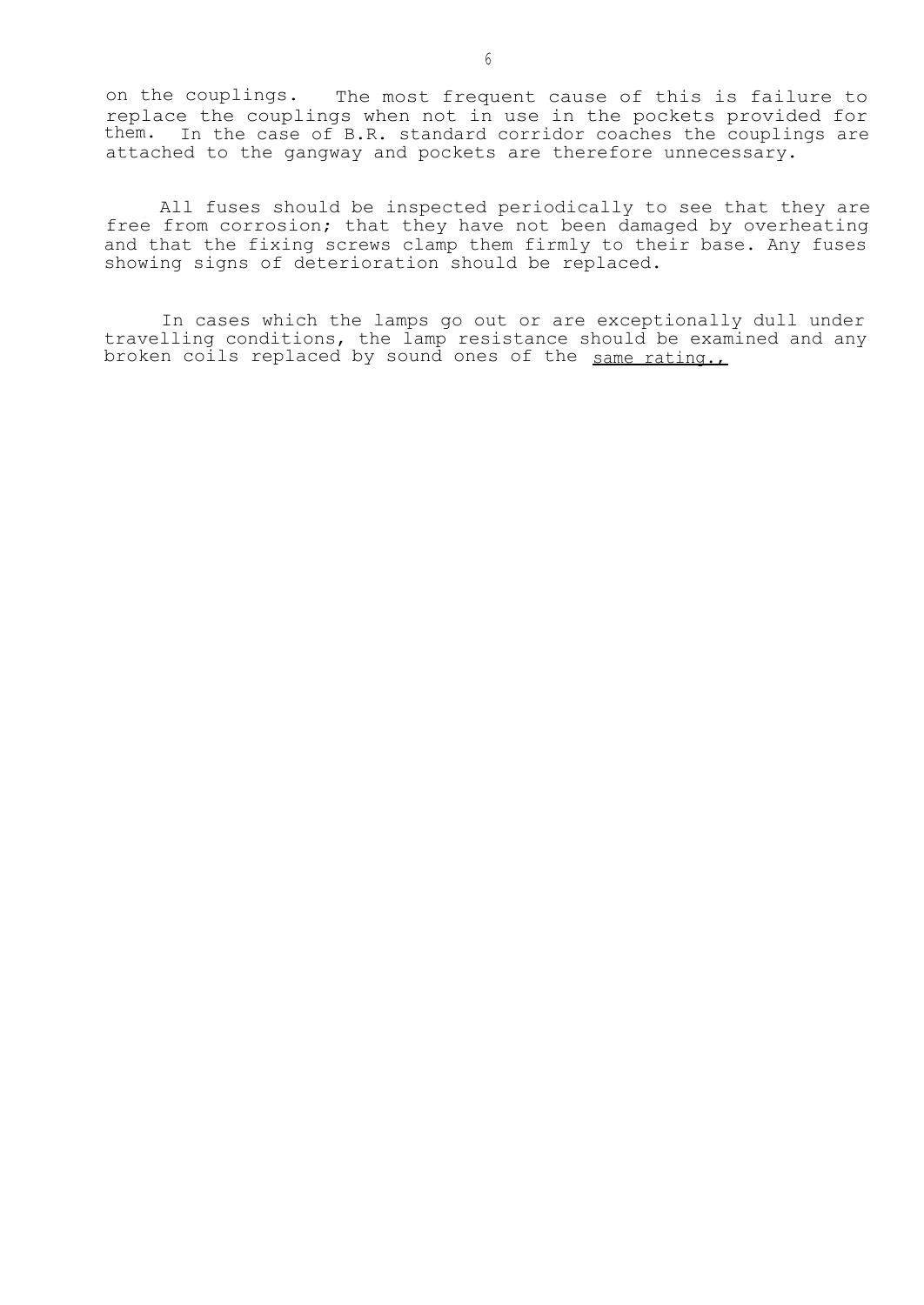on the couplings. The most frequent cause of this is failure to replace the couplings when not in use in the pockets provided for them. In the case of B.R. standard corridor coaches the couplings are attached to the gangway and pockets are therefore unnecessary.

All fuses should be inspected periodically to see that they are free from corrosion; that they have not been damaged by overheating and that the fixing screws clamp them firmly to their base. Any fuses showing signs of deterioration should be replaced.

In cases which the lamps go out or are exceptionally dull under travelling conditions, the lamp resistance should be examined and any broken coils replaced by sound ones of the <u>same rating.,</u>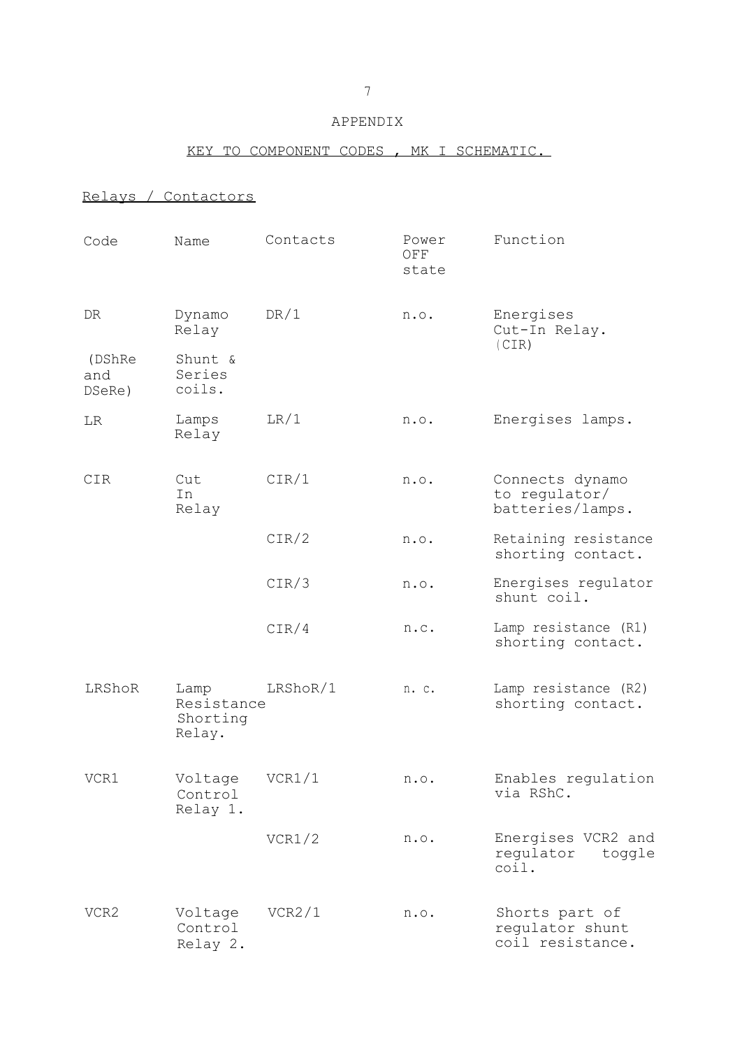# APPENDIX

## KEY TO COMPONENT CODES , MK I SCHEMATIC.

### Relays / Contactors

| Code | Name | Contacts | Power OFF state | Function |
|---|---|---|---|---|
| DR | Dynamo Relay | DR/1 | n.o. | Energises Cut-In Relay. (CIR) |
| (DShRe and DSeRe) | Shunt & Series coils. | | | |
| LR | Lamps Relay | LR/1 | n.o. | Energises lamps. |
| CIR | Cut In Relay | CIR/1 | n.o. | Connects dynamo to regulator/ batteries/lamps. |
| | | CIR/2 | n.o. | Retaining resistance shorting contact. |
| | | CIR/3 | n.o. | Energises regulator shunt coil. |
| | | CIR/4 | n.c. | Lamp resistance (R1) shorting contact. |
| LRShoR | Lamp Resistance Shorting Relay. | LRShoR/1 | n. c. | Lamp resistance (R2) shorting contact. |
| VCR1 | Voltage Control Relay 1. | VCR1/1 | n.o. | Enables regulation via RShC. |
| | | VCR1/2 | n.o. | Energises VCR2 and regulator toggle coil. |
| VCR2 | Voltage Control Relay 2. | VCR2/1 | n.o. | Shorts part of regulator shunt coil resistance. |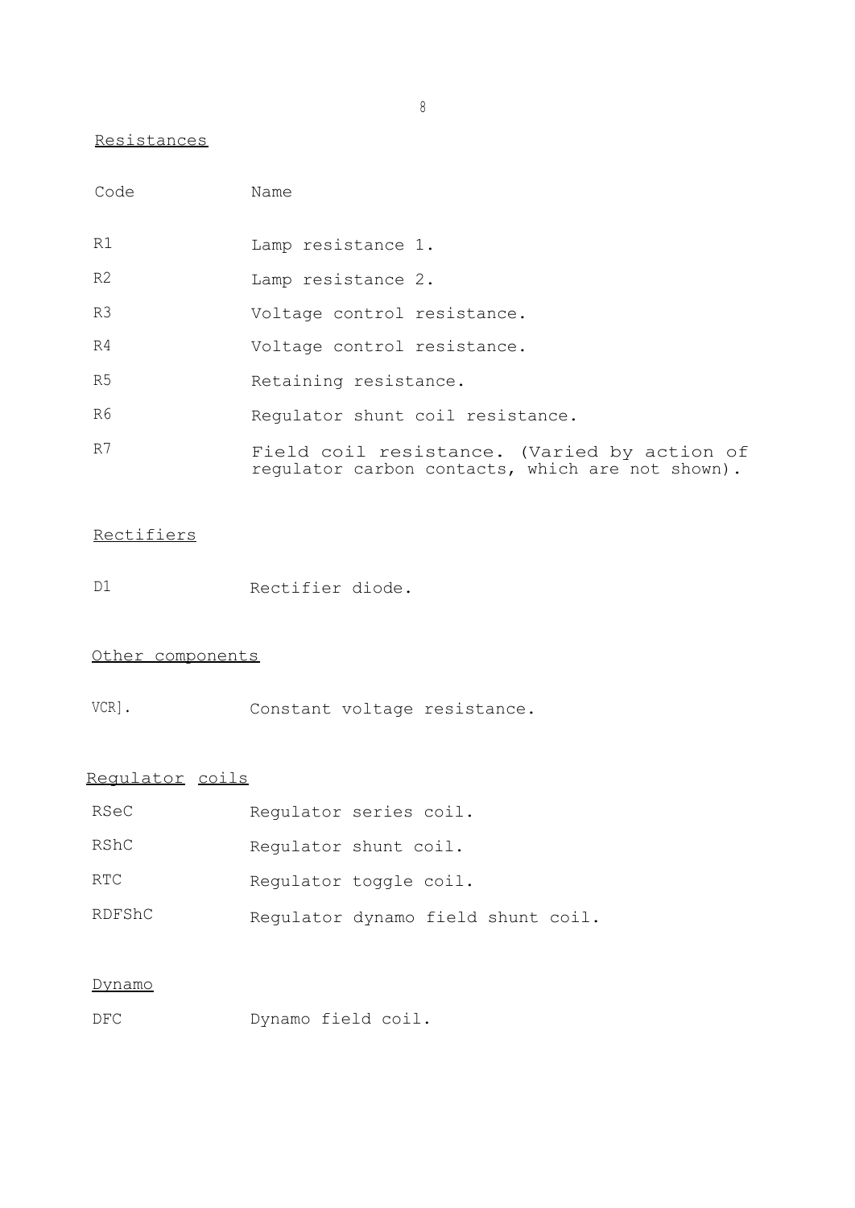## Resistances

| Code | Name |
|---|---|
| R1 | Lamp resistance 1. |
| R2 | Lamp resistance 2. |
| R3 | Voltage control resistance. |
| R4 | Voltage control resistance. |
| R5 | Retaining resistance. |
| R6 | Regulator shunt coil resistance. |
| R7 | Field coil resistance. (Varied by action of regulator carbon contacts, which are not shown). |

## Rectifiers

| | |
|---|---|
| D1 | Rectifier diode. |

## Other components

| | |
|---|---|
| VCR]. | Constant voltage resistance. |

## Regulator coils

| | |
|---|---|
| RSeC | Regulator series coil. |
| RShC | Regulator shunt coil. |
| RTC | Regulator toggle coil. |
| RDFShC | Regulator dynamo field shunt coil. |

## Dynamo

| | |
|---|---|
| DFC | Dynamo field coil. |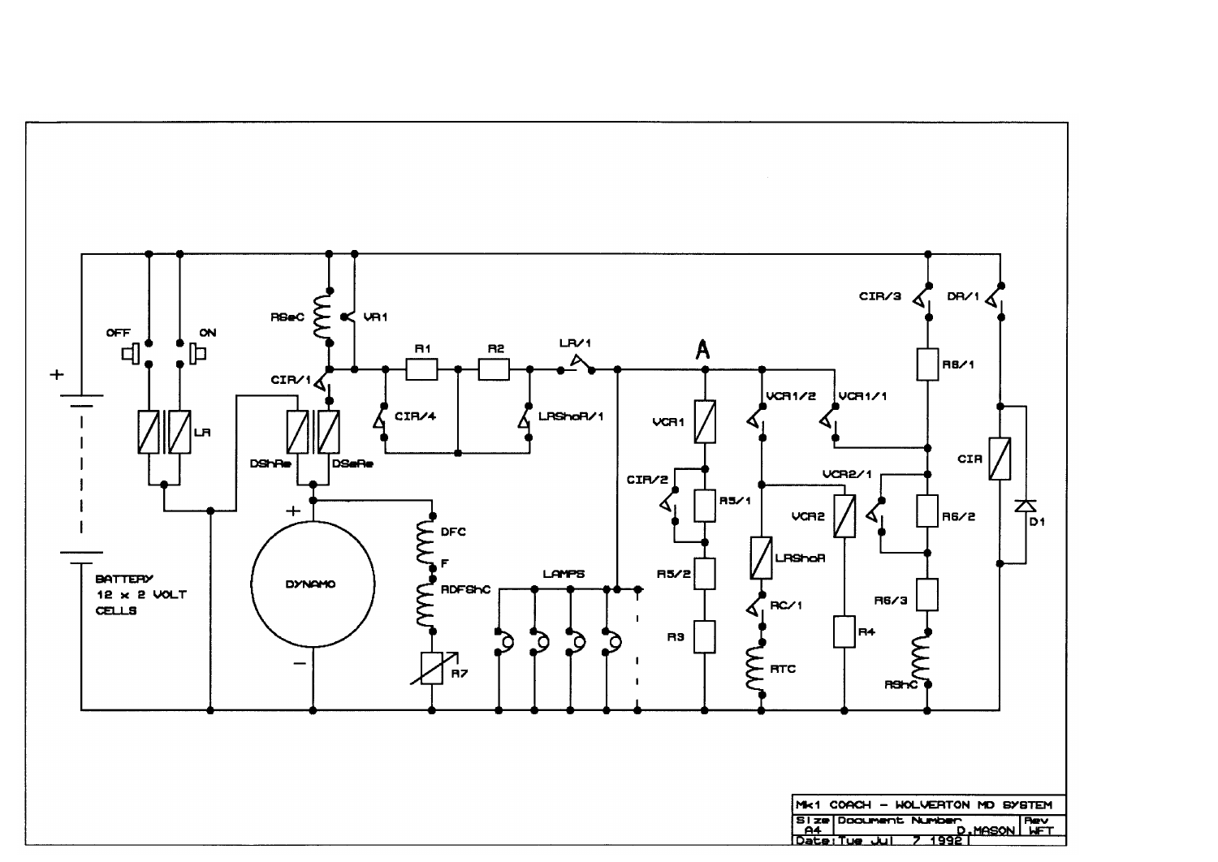\+

OFF

ON

LR

BATTERY
12 x 2 VOLT
CELLS

RSeC

VR1

CIR/1

DShRe

DSeRe

\+

DYNAMO

−

DFC

F

RDFShC

R7

R1

R2

LR/1

CIR/4

LRShoR/1

LAMPS

A

VCR1

CIR/2

R5/1

R5/2

R3

VCR1/2

VCR1/1

LRShoR

RC/1

RTC

VCR2/1

VCR2

R4

CIR/3

DR/1

R8/1

R6/2

R6/3

RShC

CIR

D1

Mk1 COACH - WOLVERTON MD SYSTEM

Size A4

Document Number D.MASON

Rev WFT

Date: Tue Jul 7 1992